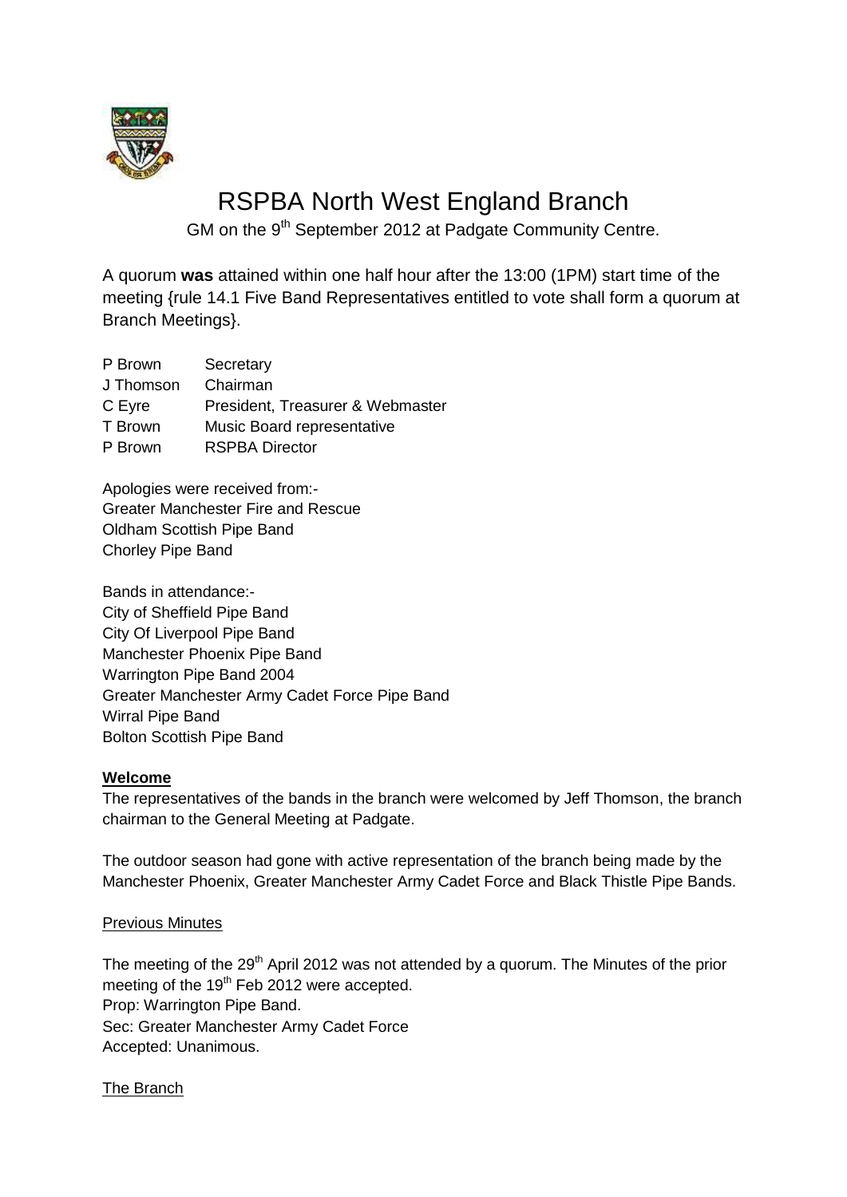# RSPBA North West England Branch

GM on the 9th September 2012 at Padgate Community Centre.

A quorum **was** attained within one half hour after the 13:00 (1PM) start time of the meeting {rule 14.1 Five Band Representatives entitled to vote shall form a quorum at Branch Meetings}.

| | |
|---|---|
| P Brown | Secretary |
| J Thomson | Chairman |
| C Eyre | President, Treasurer & Webmaster |
| T Brown | Music Board representative |
| P Brown | RSPBA Director |

Apologies were received from:-
Greater Manchester Fire and Rescue
Oldham Scottish Pipe Band
Chorley Pipe Band

Bands in attendance:-
City of Sheffield Pipe Band
City Of Liverpool Pipe Band
Manchester Phoenix Pipe Band
Warrington Pipe Band 2004
Greater Manchester Army Cadet Force Pipe Band
Wirral Pipe Band
Bolton Scottish Pipe Band

**Welcome**

The representatives of the bands in the branch were welcomed by Jeff Thomson, the branch chairman to the General Meeting at Padgate.

The outdoor season had gone with active representation of the branch being made by the Manchester Phoenix, Greater Manchester Army Cadet Force and Black Thistle Pipe Bands.

Previous Minutes

The meeting of the 29th April 2012 was not attended by a quorum. The Minutes of the prior meeting of the 19th Feb 2012 were accepted.
Prop: Warrington Pipe Band.
Sec: Greater Manchester Army Cadet Force
Accepted: Unanimous.

The Branch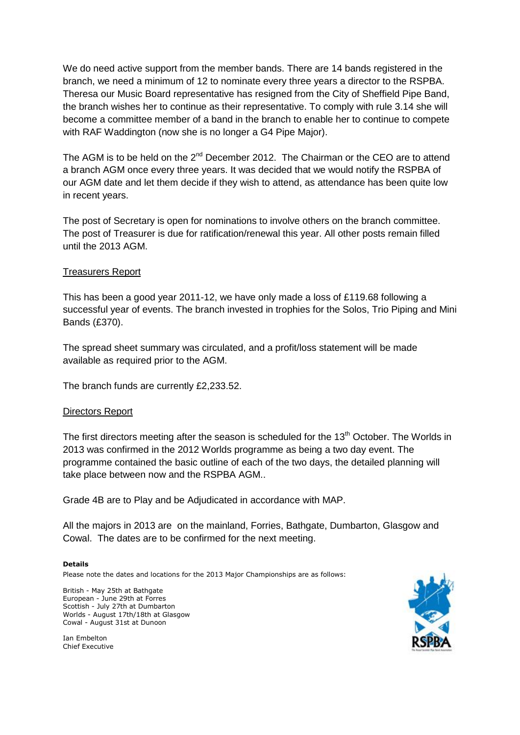We do need active support from the member bands. There are 14 bands registered in the branch, we need a minimum of 12 to nominate every three years a director to the RSPBA. Theresa our Music Board representative has resigned from the City of Sheffield Pipe Band, the branch wishes her to continue as their representative. To comply with rule 3.14 she will become a committee member of a band in the branch to enable her to continue to compete with RAF Waddington (now she is no longer a G4 Pipe Major).

The AGM is to be held on the 2nd December 2012. The Chairman or the CEO are to attend a branch AGM once every three years. It was decided that we would notify the RSPBA of our AGM date and let them decide if they wish to attend, as attendance has been quite low in recent years.

The post of Secretary is open for nominations to involve others on the branch committee. The post of Treasurer is due for ratification/renewal this year. All other posts remain filled until the 2013 AGM.

## Treasurers Report

This has been a good year 2011-12, we have only made a loss of £119.68 following a successful year of events. The branch invested in trophies for the Solos, Trio Piping and Mini Bands (£370).

The spread sheet summary was circulated, and a profit/loss statement will be made available as required prior to the AGM.

The branch funds are currently £2,233.52.

## Directors Report

The first directors meeting after the season is scheduled for the 13th October. The Worlds in 2013 was confirmed in the 2012 Worlds programme as being a two day event. The programme contained the basic outline of each of the two days, the detailed planning will take place between now and the RSPBA AGM..

Grade 4B are to Play and be Adjudicated in accordance with MAP.

All the majors in 2013 are on the mainland, Forries, Bathgate, Dumbarton, Glasgow and Cowal. The dates are to be confirmed for the next meeting.

**Details**

Please note the dates and locations for the 2013 Major Championships are as follows:

British - May 25th at Bathgate
European - June 29th at Forres
Scottish - July 27th at Dumbarton
Worlds - August 17th/18th at Glasgow
Cowal - August 31st at Dunoon

Ian Embelton
Chief Executive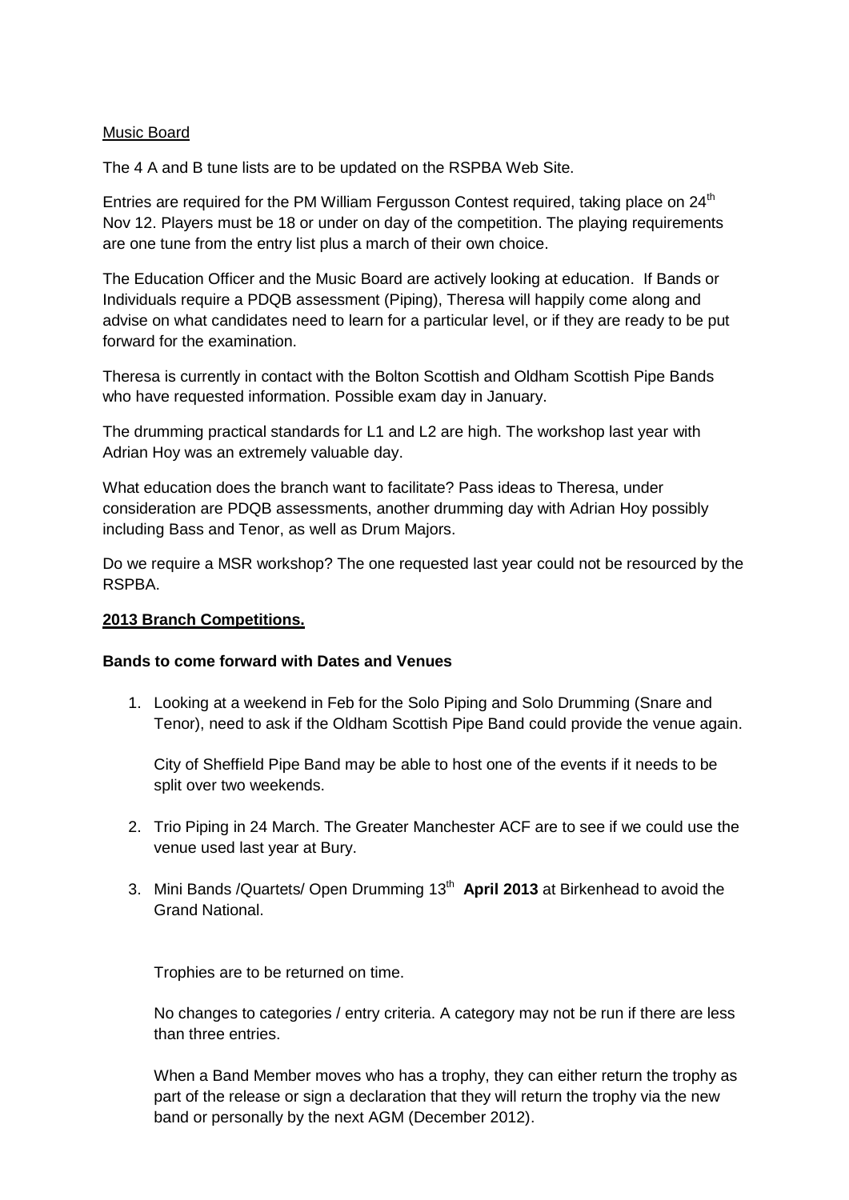Music Board

The 4 A and B tune lists are to be updated on the RSPBA Web Site.

Entries are required for the PM William Fergusson Contest required, taking place on 24th Nov 12. Players must be 18 or under on day of the competition. The playing requirements are one tune from the entry list plus a march of their own choice.

The Education Officer and the Music Board are actively looking at education. If Bands or Individuals require a PDQB assessment (Piping), Theresa will happily come along and advise on what candidates need to learn for a particular level, or if they are ready to be put forward for the examination.

Theresa is currently in contact with the Bolton Scottish and Oldham Scottish Pipe Bands who have requested information. Possible exam day in January.

The drumming practical standards for L1 and L2 are high. The workshop last year with Adrian Hoy was an extremely valuable day.

What education does the branch want to facilitate? Pass ideas to Theresa, under consideration are PDQB assessments, another drumming day with Adrian Hoy possibly including Bass and Tenor, as well as Drum Majors.

Do we require a MSR workshop? The one requested last year could not be resourced by the RSPBA.

**2013 Branch Competitions.**

**Bands to come forward with Dates and Venues**

1. Looking at a weekend in Feb for the Solo Piping and Solo Drumming (Snare and Tenor), need to ask if the Oldham Scottish Pipe Band could provide the venue again.

   City of Sheffield Pipe Band may be able to host one of the events if it needs to be split over two weekends.

2. Trio Piping in 24 March. The Greater Manchester ACF are to see if we could use the venue used last year at Bury.

3. Mini Bands /Quartets/ Open Drumming 13th **April 2013** at Birkenhead to avoid the Grand National.

   Trophies are to be returned on time.

   No changes to categories / entry criteria. A category may not be run if there are less than three entries.

   When a Band Member moves who has a trophy, they can either return the trophy as part of the release or sign a declaration that they will return the trophy via the new band or personally by the next AGM (December 2012).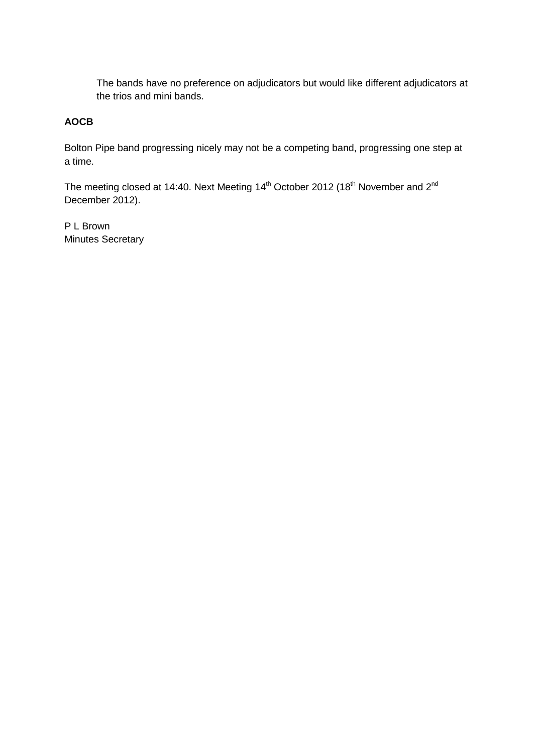The bands have no preference on adjudicators but would like different adjudicators at the trios and mini bands.

**AOCB**

Bolton Pipe band progressing nicely may not be a competing band, progressing one step at a time.

The meeting closed at 14:40. Next Meeting 14th October 2012 (18th November and 2nd December 2012).

P L Brown
Minutes Secretary